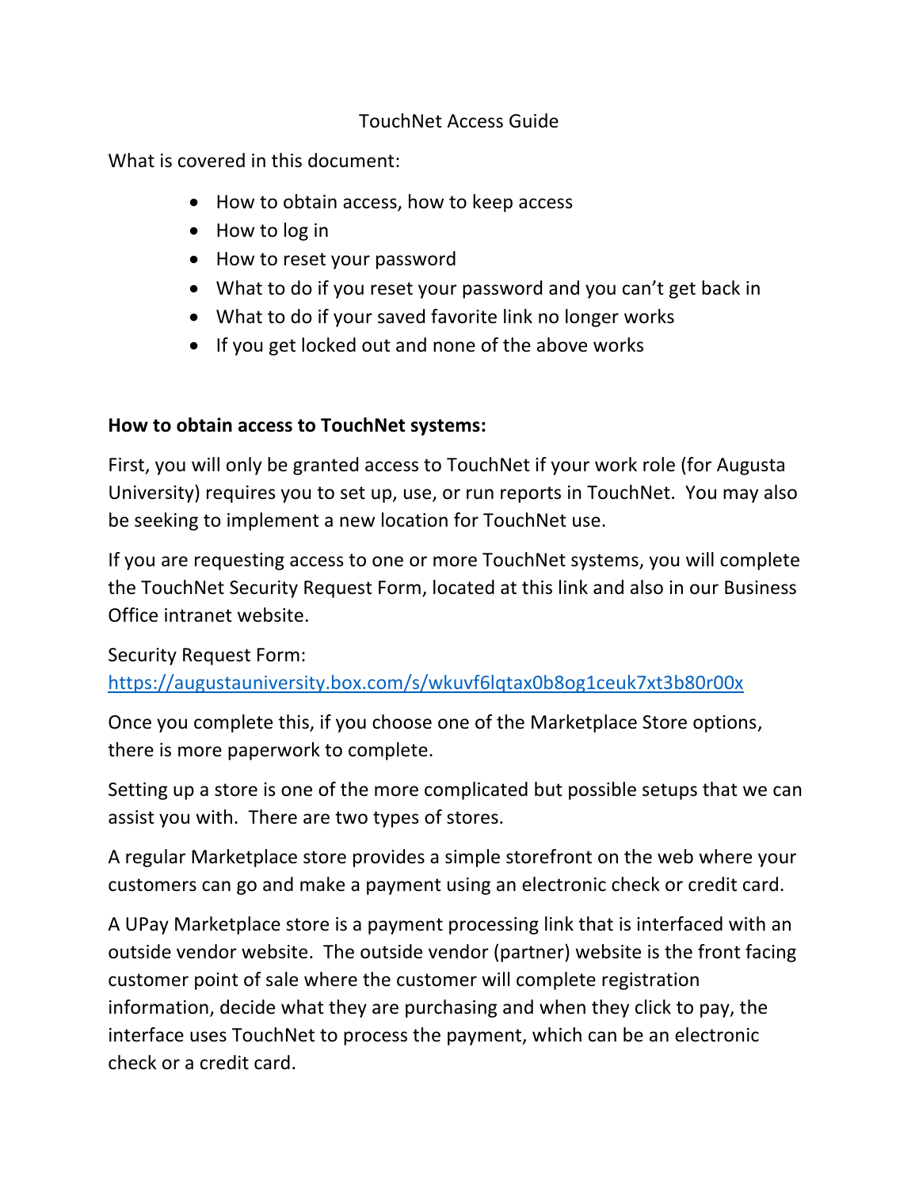# TouchNet Access Guide

What is covered in this document:

- How to obtain access, how to keep access
- How to log in
- How to reset your password
- What to do if you reset your password and you can't get back in
- What to do if your saved favorite link no longer works
- If you get locked out and none of the above works

**How to obtain access to TouchNet systems:**

First, you will only be granted access to TouchNet if your work role (for Augusta University) requires you to set up, use, or run reports in TouchNet. You may also be seeking to implement a new location for TouchNet use.

If you are requesting access to one or more TouchNet systems, you will complete the TouchNet Security Request Form, located at this link and also in our Business Office intranet website.

Security Request Form:
https://augustauniversity.box.com/s/wkuvf6lqtax0b8og1ceuk7xt3b80r00x

Once you complete this, if you choose one of the Marketplace Store options, there is more paperwork to complete.

Setting up a store is one of the more complicated but possible setups that we can assist you with. There are two types of stores.

A regular Marketplace store provides a simple storefront on the web where your customers can go and make a payment using an electronic check or credit card.

A UPay Marketplace store is a payment processing link that is interfaced with an outside vendor website. The outside vendor (partner) website is the front facing customer point of sale where the customer will complete registration information, decide what they are purchasing and when they click to pay, the interface uses TouchNet to process the payment, which can be an electronic check or a credit card.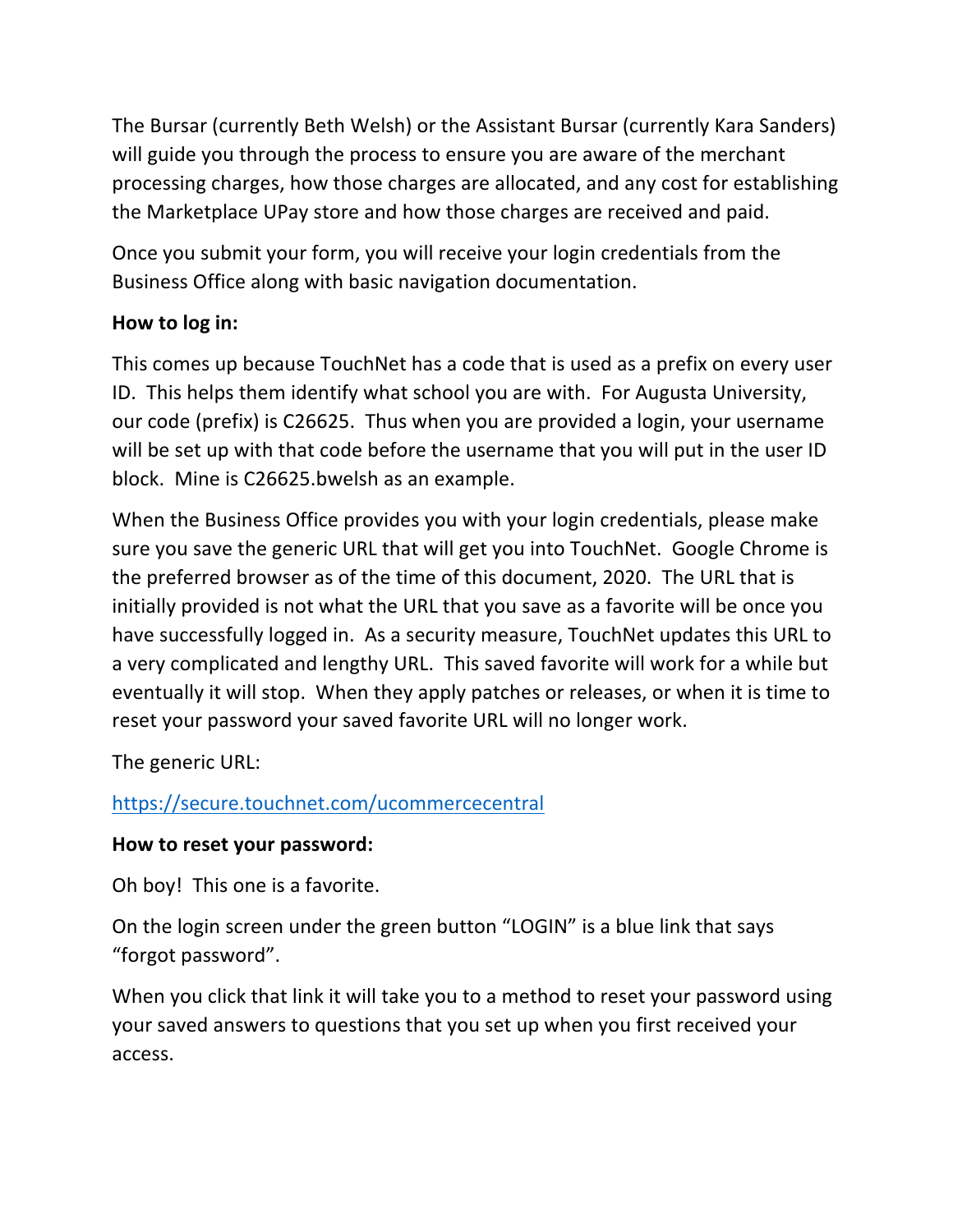The Bursar (currently Beth Welsh) or the Assistant Bursar (currently Kara Sanders) will guide you through the process to ensure you are aware of the merchant processing charges, how those charges are allocated, and any cost for establishing the Marketplace UPay store and how those charges are received and paid.

Once you submit your form, you will receive your login credentials from the Business Office along with basic navigation documentation.

**How to log in:**

This comes up because TouchNet has a code that is used as a prefix on every user ID. This helps them identify what school you are with. For Augusta University, our code (prefix) is C26625. Thus when you are provided a login, your username will be set up with that code before the username that you will put in the user ID block. Mine is C26625.bwelsh as an example.

When the Business Office provides you with your login credentials, please make sure you save the generic URL that will get you into TouchNet. Google Chrome is the preferred browser as of the time of this document, 2020. The URL that is initially provided is not what the URL that you save as a favorite will be once you have successfully logged in. As a security measure, TouchNet updates this URL to a very complicated and lengthy URL. This saved favorite will work for a while but eventually it will stop. When they apply patches or releases, or when it is time to reset your password your saved favorite URL will no longer work.

The generic URL:

[https://secure.touchnet.com/ucommercecentral](https://secure.touchnet.com/ucommercecentral)

**How to reset your password:**

Oh boy! This one is a favorite.

On the login screen under the green button "LOGIN" is a blue link that says "forgot password".

When you click that link it will take you to a method to reset your password using your saved answers to questions that you set up when you first received your access.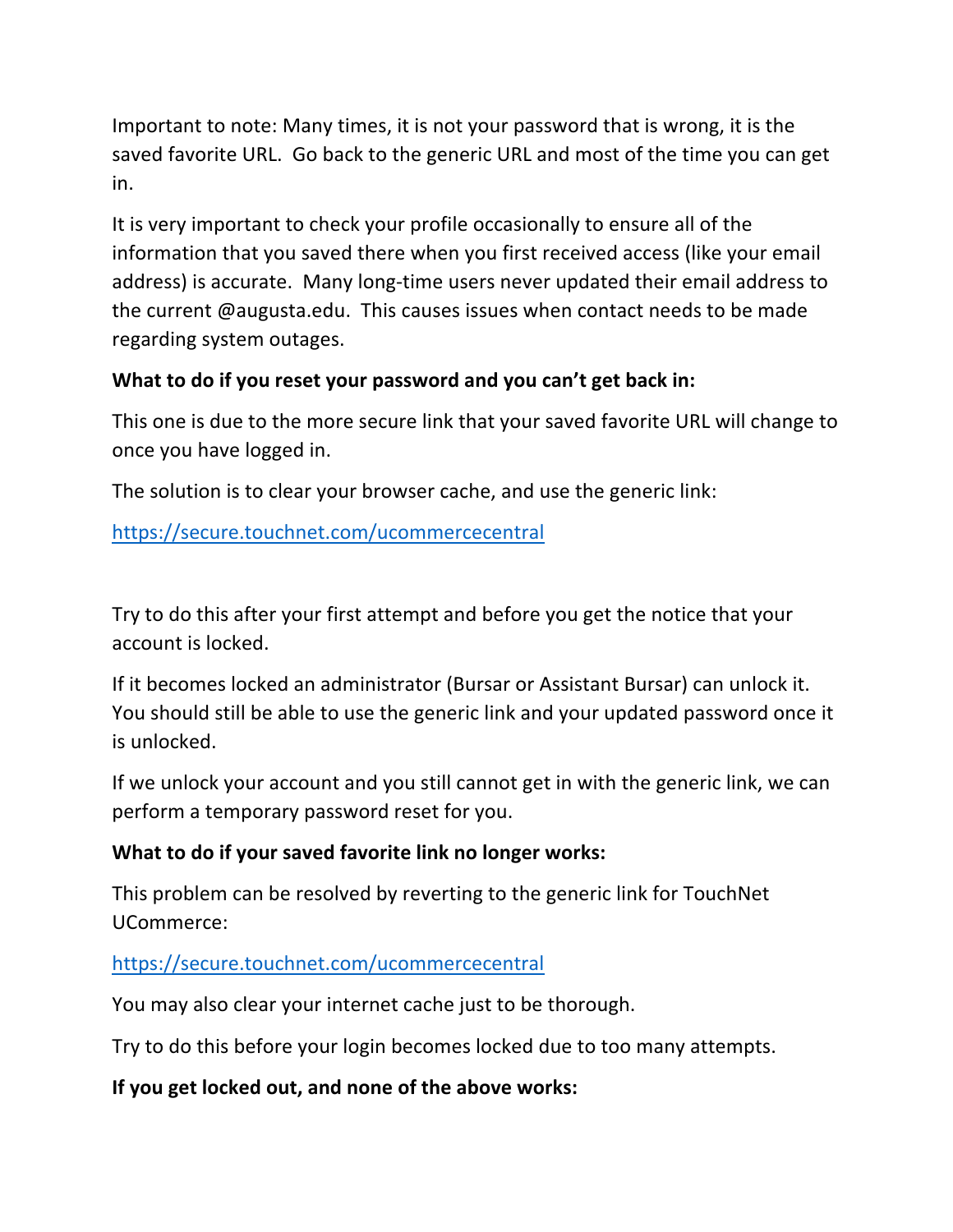Important to note: Many times, it is not your password that is wrong, it is the saved favorite URL. Go back to the generic URL and most of the time you can get in.

It is very important to check your profile occasionally to ensure all of the information that you saved there when you first received access (like your email address) is accurate. Many long-time users never updated their email address to the current @augusta.edu. This causes issues when contact needs to be made regarding system outages.

**What to do if you reset your password and you can't get back in:**

This one is due to the more secure link that your saved favorite URL will change to once you have logged in.

The solution is to clear your browser cache, and use the generic link:

https://secure.touchnet.com/ucommercecentral

Try to do this after your first attempt and before you get the notice that your account is locked.

If it becomes locked an administrator (Bursar or Assistant Bursar) can unlock it. You should still be able to use the generic link and your updated password once it is unlocked.

If we unlock your account and you still cannot get in with the generic link, we can perform a temporary password reset for you.

**What to do if your saved favorite link no longer works:**

This problem can be resolved by reverting to the generic link for TouchNet UCommerce:

https://secure.touchnet.com/ucommercecentral

You may also clear your internet cache just to be thorough.

Try to do this before your login becomes locked due to too many attempts.

**If you get locked out, and none of the above works:**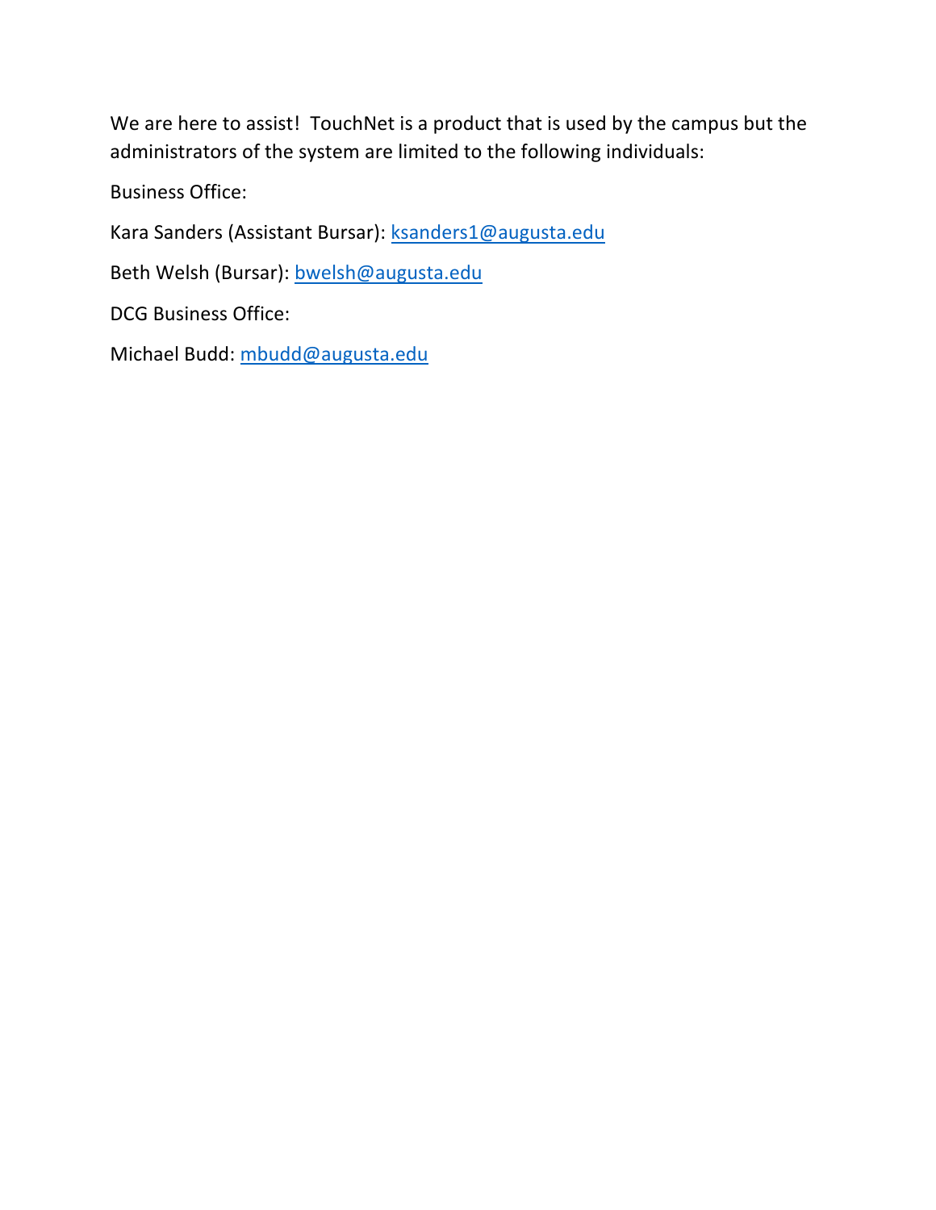We are here to assist! TouchNet is a product that is used by the campus but the administrators of the system are limited to the following individuals:

Business Office:

Kara Sanders (Assistant Bursar): ksanders1@augusta.edu

Beth Welsh (Bursar): bwelsh@augusta.edu

DCG Business Office:

Michael Budd: mbudd@augusta.edu